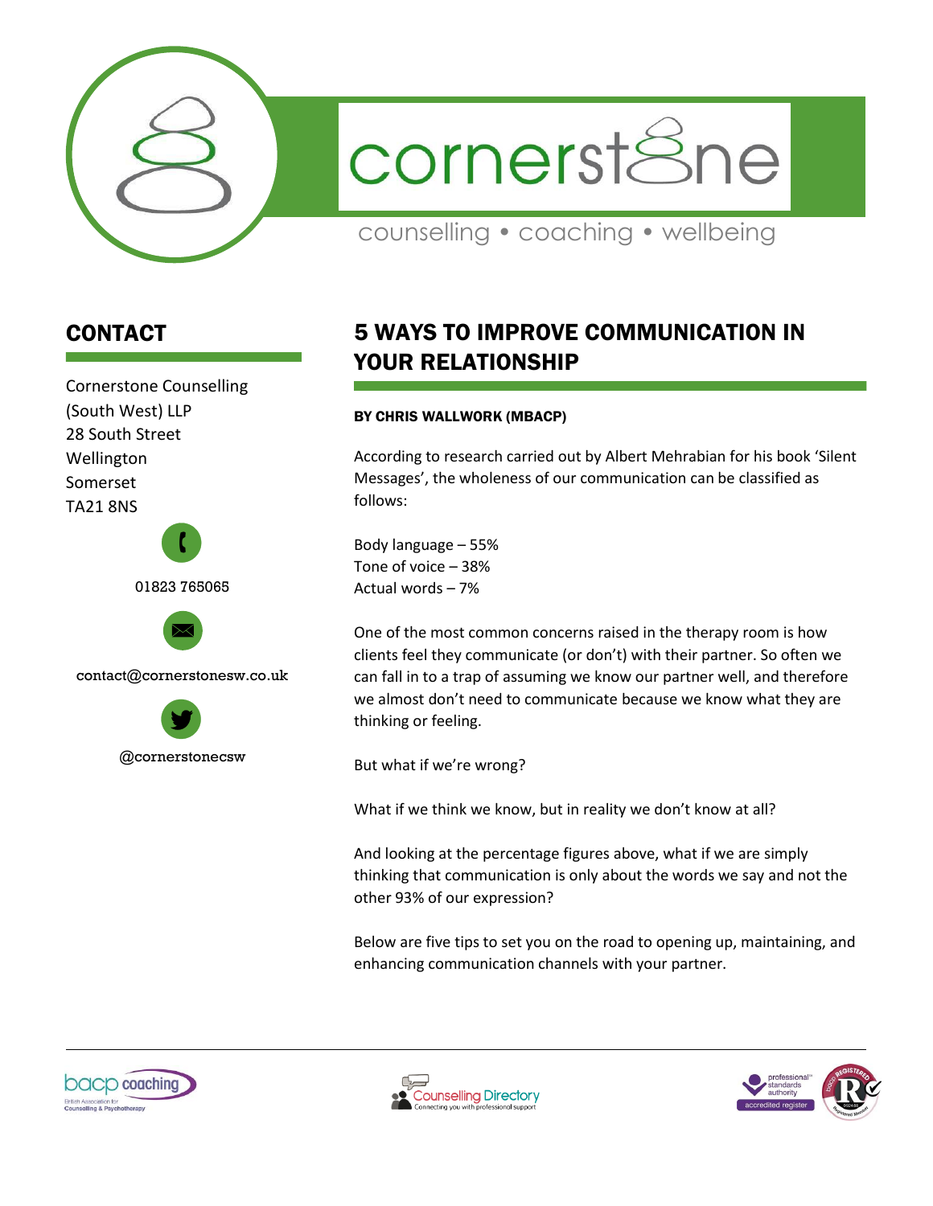cornerstone

counselling • coaching • wellbeing

## CONTACT

Cornerstone Counselling (South West) LLP
28 South Street
Wellington
Somerset
TA21 8NS

01823 765065

contact@cornerstonesw.co.uk

@cornerstonecsw

# 5 WAYS TO IMPROVE COMMUNICATION IN YOUR RELATIONSHIP

**BY CHRIS WALLWORK (MBACP)**

According to research carried out by Albert Mehrabian for his book 'Silent Messages', the wholeness of our communication can be classified as follows:

Body language – 55%
Tone of voice – 38%
Actual words – 7%

One of the most common concerns raised in the therapy room is how clients feel they communicate (or don't) with their partner. So often we can fall in to a trap of assuming we know our partner well, and therefore we almost don't need to communicate because we know what they are thinking or feeling.

But what if we're wrong?

What if we think we know, but in reality we don't know at all?

And looking at the percentage figures above, what if we are simply thinking that communication is only about the words we say and not the other 93% of our expression?

Below are five tips to set you on the road to opening up, maintaining, and enhancing communication channels with your partner.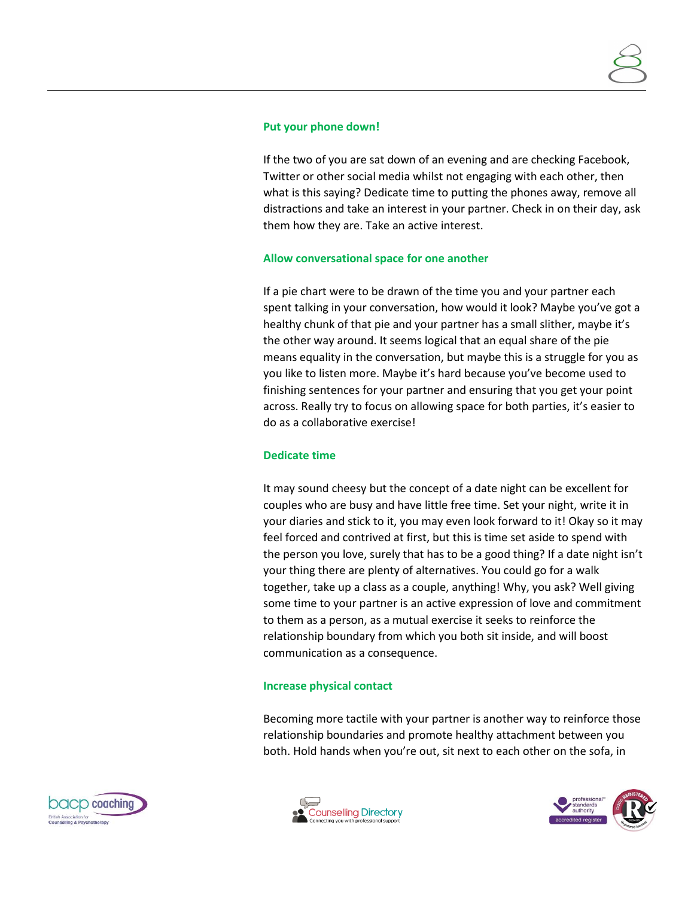### Put your phone down!

If the two of you are sat down of an evening and are checking Facebook, Twitter or other social media whilst not engaging with each other, then what is this saying? Dedicate time to putting the phones away, remove all distractions and take an interest in your partner. Check in on their day, ask them how they are. Take an active interest.

### Allow conversational space for one another

If a pie chart were to be drawn of the time you and your partner each spent talking in your conversation, how would it look? Maybe you've got a healthy chunk of that pie and your partner has a small slither, maybe it's the other way around. It seems logical that an equal share of the pie means equality in the conversation, but maybe this is a struggle for you as you like to listen more. Maybe it's hard because you've become used to finishing sentences for your partner and ensuring that you get your point across. Really try to focus on allowing space for both parties, it's easier to do as a collaborative exercise!

### Dedicate time

It may sound cheesy but the concept of a date night can be excellent for couples who are busy and have little free time. Set your night, write it in your diaries and stick to it, you may even look forward to it! Okay so it may feel forced and contrived at first, but this is time set aside to spend with the person you love, surely that has to be a good thing? If a date night isn't your thing there are plenty of alternatives. You could go for a walk together, take up a class as a couple, anything! Why, you ask? Well giving some time to your partner is an active expression of love and commitment to them as a person, as a mutual exercise it seeks to reinforce the relationship boundary from which you both sit inside, and will boost communication as a consequence.

### Increase physical contact

Becoming more tactile with your partner is another way to reinforce those relationship boundaries and promote healthy attachment between you both. Hold hands when you're out, sit next to each other on the sofa, in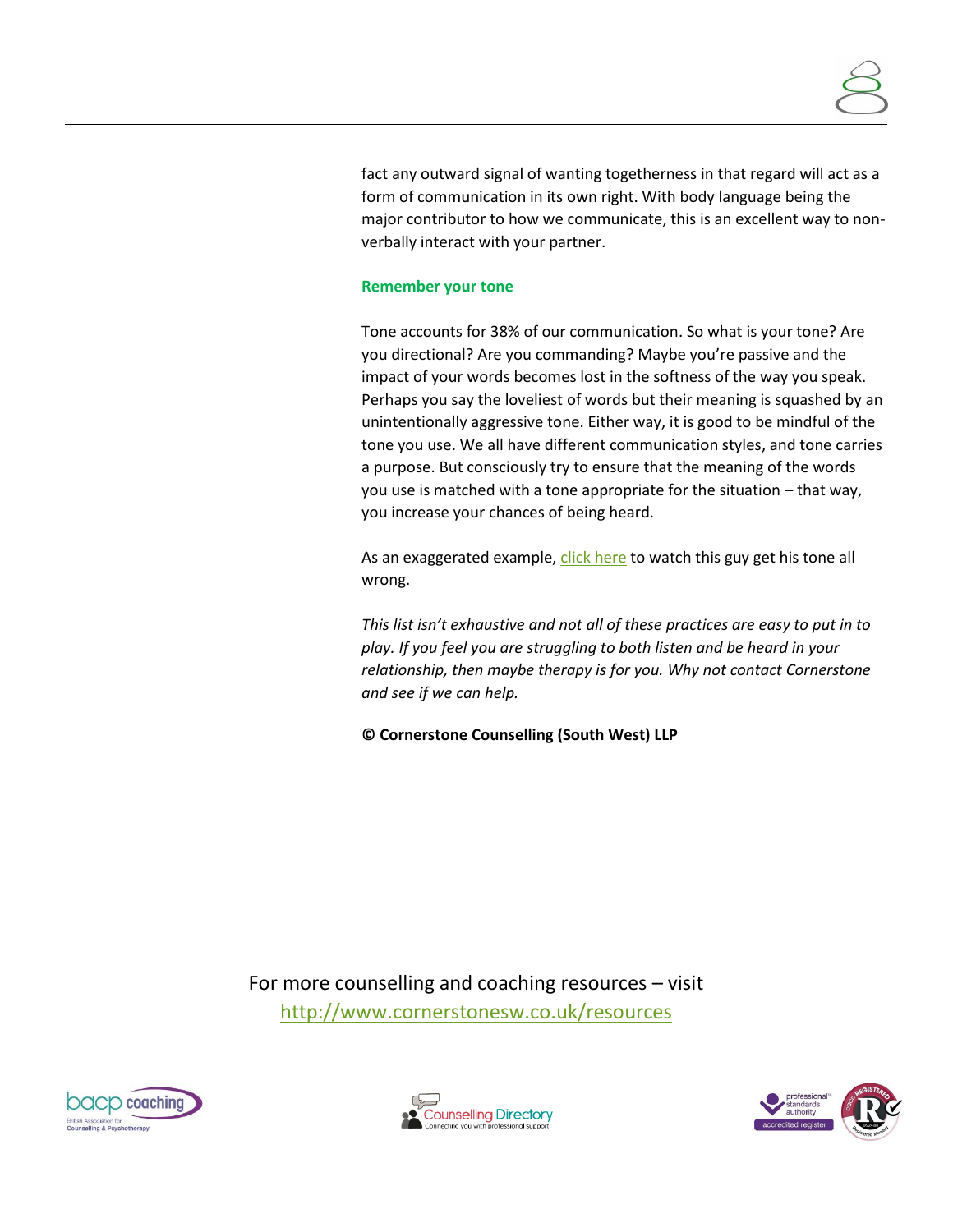fact any outward signal of wanting togetherness in that regard will act as a form of communication in its own right. With body language being the major contributor to how we communicate, this is an excellent way to non-verbally interact with your partner.

### Remember your tone

Tone accounts for 38% of our communication. So what is your tone? Are you directional? Are you commanding? Maybe you're passive and the impact of your words becomes lost in the softness of the way you speak. Perhaps you say the loveliest of words but their meaning is squashed by an unintentionally aggressive tone. Either way, it is good to be mindful of the tone you use. We all have different communication styles, and tone carries a purpose. But consciously try to ensure that the meaning of the words you use is matched with a tone appropriate for the situation – that way, you increase your chances of being heard.

As an exaggerated example, click here to watch this guy get his tone all wrong.

*This list isn't exhaustive and not all of these practices are easy to put in to play. If you feel you are struggling to both listen and be heard in your relationship, then maybe therapy is for you. Why not contact Cornerstone and see if we can help.*

**© Cornerstone Counselling (South West) LLP**

For more counselling and coaching resources – visit http://www.cornerstonesw.co.uk/resources